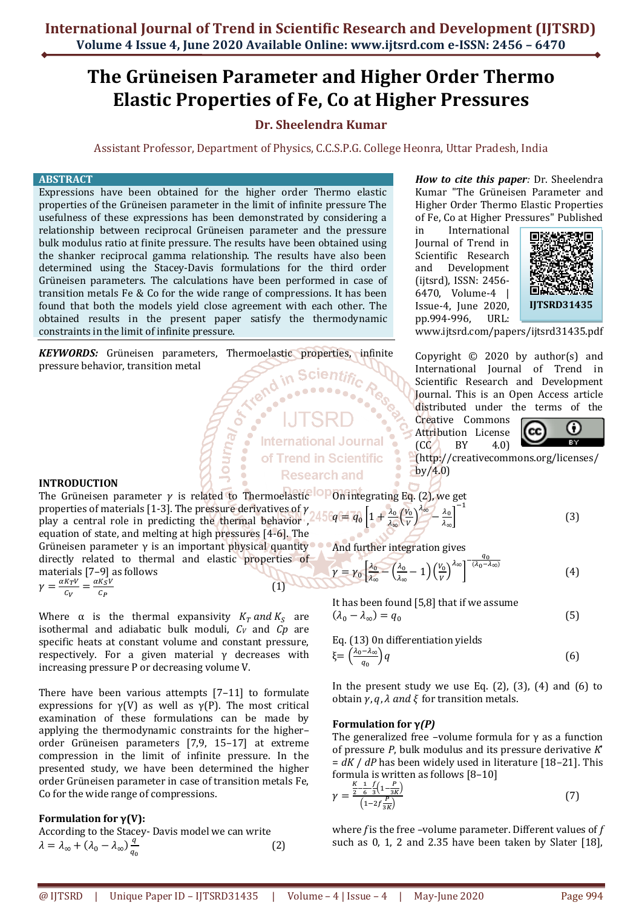# The Grüneisen Parameter and Higher Order Thermo Elastic Properties of Fe, Co at Higher Pressures

**Dr. Sheelendra Kumar**

Assistant Professor, Department of Physics, C.C.S.P.G. College Heonra, Uttar Pradesh, India

## ABSTRACT

Expressions have been obtained for the higher order Thermo elastic properties of the Grüneisen parameter in the limit of infinite pressure The usefulness of these expressions has been demonstrated by considering a relationship between reciprocal Grüneisen parameter and the pressure bulk modulus ratio at finite pressure. The results have been obtained using the shanker reciprocal gamma relationship. The results have also been determined using the Stacey-Davis formulations for the third order Grüneisen parameters. The calculations have been performed in case of transition metals Fe & Co for the wide range of compressions. It has been found that both the models yield close agreement with each other. The obtained results in the present paper satisfy the thermodynamic constraints in the limit of infinite pressure.

***KEYWORDS:*** Grüneisen parameters, Thermoelastic properties, infinite pressure behavior, transition metal

*How to cite this paper:* Dr. Sheelendra Kumar "The Grüneisen Parameter and Higher Order Thermo Elastic Properties of Fe, Co at Higher Pressures" Published in International Journal of Trend in Scientific Research and Development (ijtsrd), ISSN: 2456-6470, Volume-4 | Issue-4, June 2020, pp.994-996, URL: www.ijtsrd.com/papers/ijtsrd31435.pdf

IJTSRD31435

Copyright © 2020 by author(s) and International Journal of Trend in Scientific Research and Development Journal. This is an Open Access article distributed under the terms of the Creative Commons Attribution License (CC BY 4.0) (http://creativecommons.org/licenses/by/4.0)

## INTRODUCTION

The Grüneisen parameter $\gamma$ is related to Thermoelastic properties of materials [1-3]. The pressure derivatives of $\gamma$ play a central role in predicting the thermal behavior , equation of state, and melting at high pressures [4-6]. The Grüneisen parameter γ is an important physical quantity directly related to thermal and elastic properties of materials [7–9] as follows

$$\gamma = \frac{\alpha K_T V}{C_V} = \frac{\alpha K_S V}{C_P} \tag{1}$$

Where α is the thermal expansivity $K_T$ and $K_S$ are isothermal and adiabatic bulk moduli, $C_V$ and $C_P$ are specific heats at constant volume and constant pressure, respectively. For a given material γ decreases with increasing pressure P or decreasing volume V.

There have been various attempts [7–11] to formulate expressions for γ(V) as well as γ(P). The most critical examination of these formulations can be made by applying the thermodynamic constraints for the higher–order Grüneisen parameters [7,9, 15–17] at extreme compression in the limit of infinite pressure. In the presented study, we have been determined the higher order Grüneisen parameter in case of transition metals Fe, Co for the wide range of compressions.

### Formulation for γ(V):

According to the Stacey- Davis model we can write

$$\lambda = \lambda_\infty + (\lambda_0 - \lambda_\infty)\frac{q}{q_0} \tag{2}$$

On integrating Eq. (2), we get

$$q = q_0\left[1 + \frac{\lambda_0}{\lambda_\infty}\left(\frac{V_0}{V}\right)^{\lambda_\infty} - \frac{\lambda_0}{\lambda_\infty}\right]^{-1} \tag{3}$$

And further integration gives

$$\gamma = \gamma_0\left[\frac{\lambda_0}{\lambda_\infty} - \left(\frac{\lambda_0}{\lambda_\infty} - 1\right)\left(\frac{V_0}{V}\right)^{\lambda_\infty}\right]^{-\frac{q_0}{(\lambda_0 - \lambda_\infty)}} \tag{4}$$

It has been found [5,8] that if we assume

$$(\lambda_0 - \lambda_\infty) = q_0 \tag{5}$$

Eq. (13) 0n differentiation yields

$$\xi = \left(\frac{\lambda_0 - \lambda_\infty}{q_0}\right) q \tag{6}$$

In the present study we use Eq. (2), (3), (4) and (6) to obtain $\gamma, q, \lambda$ and $\xi$ for transition metals.

### Formulation for γ(P)

The generalized free –volume formula for γ as a function of pressure $P$, bulk modulus and its pressure derivative $K' = dK/dP$ has been widely used in literature [18–21]. This formula is written as follows [8–10]

$$\gamma = \frac{\frac{K}{2} - \frac{1}{6} - \frac{f}{3}\left(1 - \frac{P}{3K}\right)}{\left(1 - 2f\frac{P}{3K}\right)} \tag{7}$$

where $f$ is the free –volume parameter. Different values of $f$ such as 0, 1, 2 and 2.35 have been taken by Slater [18],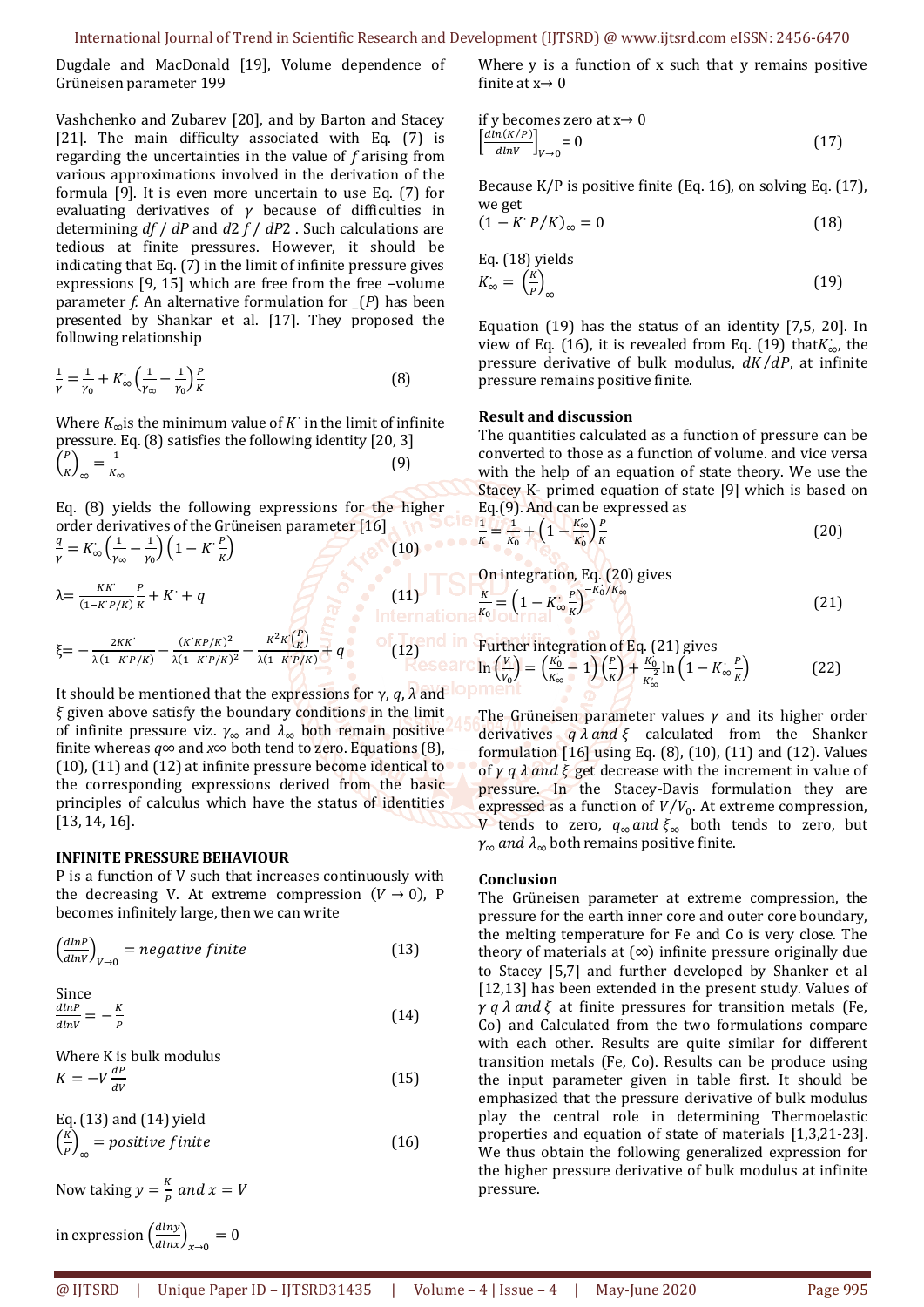Dugdale and MacDonald [19], Volume dependence of Grüneisen parameter 199

Vashchenko and Zubarev [20], and by Barton and Stacey [21]. The main difficulty associated with Eq. (7) is regarding the uncertainties in the value of $f$ arising from various approximations involved in the derivation of the formula [9]. It is even more uncertain to use Eq. (7) for evaluating derivatives of $\gamma$ because of difficulties in determining $df / dP$ and $d2\, f / dP2$ . Such calculations are tedious at finite pressures. However, it should be indicating that Eq. (7) in the limit of infinite pressure gives expressions [9, 15] which are free from the free –volume parameter $f$. An alternative formulation for _(P) has been presented by Shankar et al. [17]. They proposed the following relationship

$$\frac{1}{\gamma} = \frac{1}{\gamma_0} + K'_{\infty}\left(\frac{1}{\gamma_{\infty}} - \frac{1}{\gamma_0}\right)\frac{P}{K} \tag{8}$$

Where $K_{\infty}$ is the minimum value of $K'$ in the limit of infinite pressure. Eq. (8) satisfies the following identity [20, 3]

$$\left(\frac{P}{K}\right)_{\infty} = \frac{1}{K_{\infty}} \tag{9}$$

Eq. (8) yields the following expressions for the higher order derivatives of the Grüneisen parameter [16]

$$\frac{q}{\gamma} = K'_{\infty}\left(\frac{1}{\gamma_{\infty}} - \frac{1}{\gamma_0}\right)\left(1 - K'\frac{P}{K}\right) \tag{10}$$

$$\lambda = \frac{KK'}{(1-K'P/K)}\frac{P}{K} + K' + q \tag{11}$$

$$\xi = -\frac{2KK'}{\lambda(1-K'P/K)} - \frac{(K'KP/K)^2}{\lambda(1-K'P/K)^2} - \frac{K^2K'\left(\frac{P}{K}\right)}{\lambda(1-K'P/K)} + q \tag{12}$$

It should be mentioned that the expressions for $\gamma$, $q$, $\lambda$ and $\xi$ given above satisfy the boundary conditions in the limit of infinite pressure viz. $\gamma_{\infty}$ and $\lambda_{\infty}$ both remain positive finite whereas $q\infty$ and $x\infty$ both tend to zero. Equations (8), (10), (11) and (12) at infinite pressure become identical to the corresponding expressions derived from the basic principles of calculus which have the status of identities [13, 14, 16].

## INFINITE PRESSURE BEHAVIOUR

P is a function of V such that increases continuously with the decreasing V. At extreme compression ($V \to 0$), P becomes infinitely large, then we can write

$$\left(\frac{d\ln P}{d\ln V}\right)_{V\to 0} = negative\ finite \tag{13}$$

Since

$$\frac{d\ln P}{d\ln V} = -\frac{K}{P} \tag{14}$$

Where K is bulk modulus

$$K = -V\frac{dP}{dV} \tag{15}$$

Eq. (13) and (14) yield

$$\left(\frac{K}{P}\right)_{\infty} = positive\ finite \tag{16}$$

Now taking $y = \frac{K}{P}$ and $x = V$

in expression $\left(\frac{d\ln y}{d\ln x}\right)_{x\to 0} = 0$

Where y is a function of x such that y remains positive finite at $x \to 0$

if y becomes zero at $x \to 0$

$$\left[\frac{d\ln(K/P)}{d\ln V}\right]_{V\to 0} = 0 \tag{17}$$

Because K/P is positive finite (Eq. 16), on solving Eq. (17), we get

$$(1 - K'P/K)_{\infty} = 0 \tag{18}$$

Eq. (18) yields

$$K'_{\infty} = \left(\frac{K}{P}\right)_{\infty} \tag{19}$$

Equation (19) has the status of an identity [7,5, 20]. In view of Eq. (16), it is revealed from Eq. (19) that $K'_{\infty}$, the pressure derivative of bulk modulus, $dK/dP$, at infinite pressure remains positive finite.

## Result and discussion

The quantities calculated as a function of pressure can be converted to those as a function of volume. and vice versa with the help of an equation of state theory. We use the Stacey K- primed equation of state [9] which is based on Eq.(9). And can be expressed as

$$\frac{1}{K} = \frac{1}{K_0} + \left(1 - \frac{K'_{\infty}}{K'_0}\right)\frac{P}{K} \tag{20}$$

On integration, Eq. (20) gives

$$\frac{K}{K_0} = \left(1 - K'_{\infty}\frac{P}{K}\right)^{-K'_0/K'_{\infty}} \tag{21}$$

Further integration of Eq. (21) gives

$$\ln\left(\frac{V}{V_0}\right) = \left(\frac{K'_0}{K'_{\infty}} - 1\right)\left(\frac{P}{K}\right) + \frac{K'_0}{K'^2_{\infty}}\ln\left(1 - K'_{\infty}\frac{P}{K}\right) \tag{22}$$

The Grüneisen parameter values $\gamma$ and its higher order derivatives $q\ \lambda$ and $\xi$ calculated from the Shanker formulation [16] using Eq. (8), (10), (11) and (12). Values of $\gamma\ q\ \lambda$ and $\xi$ get decrease with the increment in value of pressure. In the Stacey-Davis formulation they are expressed as a function of $V/V_0$. At extreme compression, V tends to zero, $q_{\infty}$ and $\xi_{\infty}$ both tends to zero, but $\gamma_{\infty}$ and $\lambda_{\infty}$ both remains positive finite.

## Conclusion

The Grüneisen parameter at extreme compression, the pressure for the earth inner core and outer core boundary, the melting temperature for Fe and Co is very close. The theory of materials at (∞) infinite pressure originally due to Stacey [5,7] and further developed by Shanker et al [12,13] has been extended in the present study. Values of $\gamma\ q\ \lambda$ and $\xi$ at finite pressures for transition metals (Fe, Co) and Calculated from the two formulations compare with each other. Results are quite similar for different transition metals (Fe, Co). Results can be produce using the input parameter given in table first. It should be emphasized that the pressure derivative of bulk modulus play the central role in determining Thermoelastic properties and equation of state of materials [1,3,21-23]. We thus obtain the following generalized expression for the higher pressure derivative of bulk modulus at infinite pressure.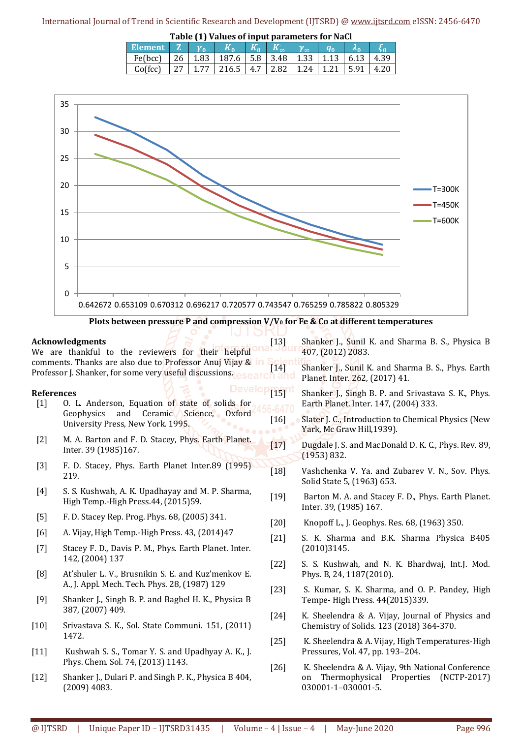**Table (1) Values of input parameters for NaCl**

| Element | Z | $\gamma_0$ | $K_0$ | $K'_0$ | $K'_\infty$ | $\gamma_\infty$ | $q_0$ | $\lambda_0$ | $\xi_0$ |
|---|---|---|---|---|---|---|---|---|---|
| Fe(bcc) | 26 | 1.83 | 187.6 | 5.8 | 3.48 | 1.33 | 1.13 | 6.13 | 4.39 |
| Co(fcc) | 27 | 1.77 | 216.5 | 4.7 | 2.82 | 1.24 | 1.21 | 5.91 | 4.20 |

35
30
25
20
15
10
5
0

0.642672 0.653109 0.670312 0.696217 0.720577 0.743547 0.765259 0.785822 0.805329

T=300K
T=450K
T=600K

**Plots between pressure P and compression V/V₀ for Fe & Co at different temperatures**

## Acknowledgments

We are thankful to the reviewers for their helpful comments. Thanks are also due to Professor Anuj Vijay & Professor J. Shanker, for some very useful discussions.

## References

[1] O. L. Anderson, Equation of state of solids for Geophysics and Ceramic Science, Oxford University Press, New York. 1995.

[2] M. A. Barton and F. D. Stacey, Phys. Earth Planet. Inter. 39 (1985)167.

[3] F. D. Stacey, Phys. Earth Planet Inter.89 (1995) 219.

[4] S. S. Kushwah, A. K. Upadhayay and M. P. Sharma, High Temp.-High Press.44, (2015)59.

[5] F. D. Stacey Rep. Prog. Phys. 68, (2005) 341.

[6] A. Vijay, High Temp.-High Press. 43, (2014)47

[7] Stacey F. D., Davis P. M., Phys. Earth Planet. Inter. 142, (2004) 137

[8] At'shuler L. V., Brusnikin S. E. and Kuz'menkov E. A., J. Appl. Mech. Tech. Phys. 28, (1987) 129

[9] Shanker J., Singh B. P. and Baghel H. K., Physica B 387, (2007) 409.

[10] Srivastava S. K., Sol. State Communi. 151, (2011) 1472.

[11] Kushwah S. S., Tomar Y. S. and Upadhyay A. K., J. Phys. Chem. Sol. 74, (2013) 1143.

[12] Shanker J., Dulari P. and Singh P. K., Physica B 404, (2009) 4083.

[13] Shanker J., Sunil K. and Sharma B. S., Physica B 407, (2012) 2083.

[14] Shanker J., Sunil K. and Sharma B. S., Phys. Earth Planet. Inter. 262, (2017) 41.

[15] Shanker J., Singh B. P. and Srivastava S. K., Phys. Earth Planet. Inter. 147, (2004) 333.

[16] Slater J. C., Introduction to Chemical Physics (New Yark, Mc Graw Hill,1939).

[17] Dugdale J. S. and MacDonald D. K. C., Phys. Rev. 89, (1953) 832.

[18] Vashchenka V. Ya. and Zubarev V. N., Sov. Phys. Solid State 5, (1963) 653.

[19] Barton M. A. and Stacey F. D., Phys. Earth Planet. Inter. 39, (1985) 167.

[20] Knopoff L., J. Geophys. Res. 68, (1963) 350.

[21] S. K. Sharma and B.K. Sharma Physica B405 (2010)3145.

[22] S. S. Kushwah, and N. K. Bhardwaj, Int.J. Mod. Phys. B, 24, 1187(2010).

[23] S. Kumar, S. K. Sharma, and O. P. Pandey, High Tempe- High Press. 44(2015)339.

[24] K. Sheelendra & A. Vijay, Journal of Physics and Chemistry of Solids. 123 (2018) 364-370.

[25] K. Sheelendra & A. Vijay, High Temperatures-High Pressures, Vol. 47, pp. 193–204.

[26] K. Sheelendra & A. Vijay, 9th National Conference on Thermophysical Properties (NCTP-2017) 030001-1–030001-5.